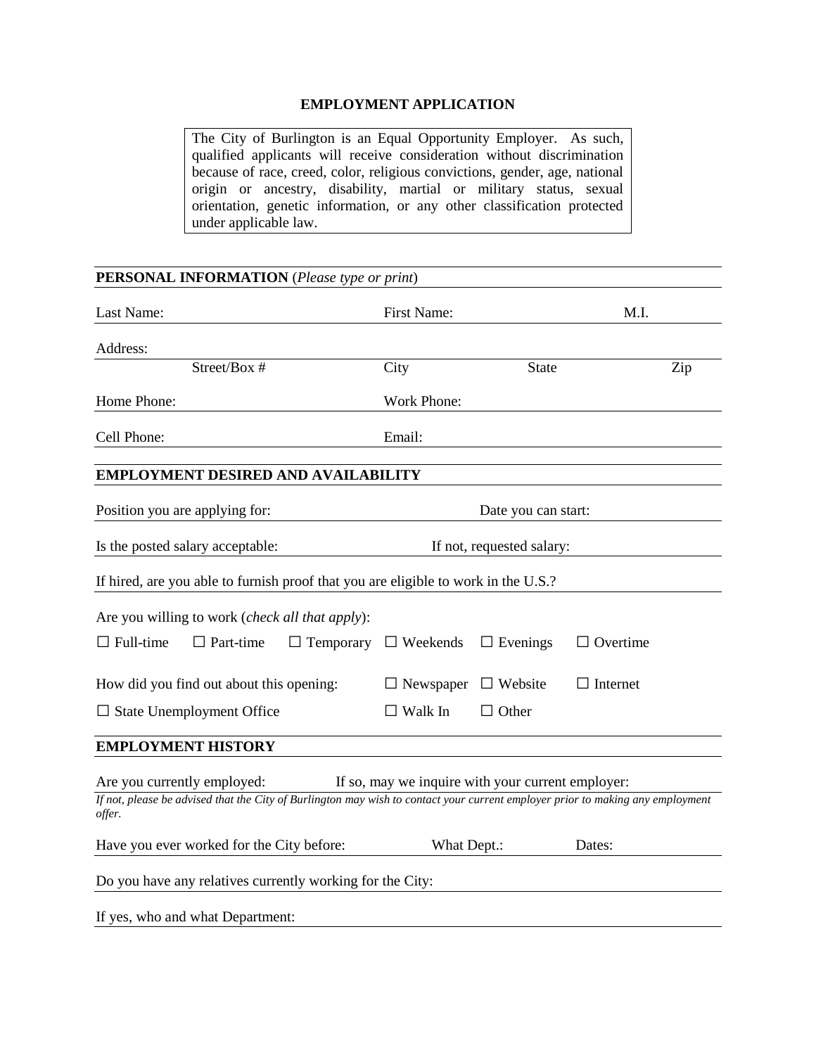# EMPLOYMENT APPLICATION

> The City of Burlington is an Equal Opportunity Employer. As such, qualified applicants will receive consideration without discrimination because of race, creed, color, religious convictions, gender, age, national origin or ancestry, disability, martial or military status, sexual orientation, genetic information, or any other classification protected under applicable law.

## PERSONAL INFORMATION (*Please type or print*)

Last Name: First Name: M.I.

Address:
Street/Box # City State Zip

Home Phone: Work Phone:

Cell Phone: Email:

## EMPLOYMENT DESIRED AND AVAILABILITY

Position you are applying for: Date you can start:

Is the posted salary acceptable: If not, requested salary:

If hired, are you able to furnish proof that you are eligible to work in the U.S.?

Are you willing to work (*check all that apply*):

☐ Full-time ☐ Part-time ☐ Temporary ☐ Weekends ☐ Evenings ☐ Overtime

How did you find out about this opening: ☐ Newspaper ☐ Website ☐ Internet

☐ State Unemployment Office ☐ Walk In ☐ Other

## EMPLOYMENT HISTORY

Are you currently employed: If so, may we inquire with your current employer:

*If not, please be advised that the City of Burlington may wish to contact your current employer prior to making any employment offer.*

Have you ever worked for the City before: What Dept.: Dates:

Do you have any relatives currently working for the City:

If yes, who and what Department: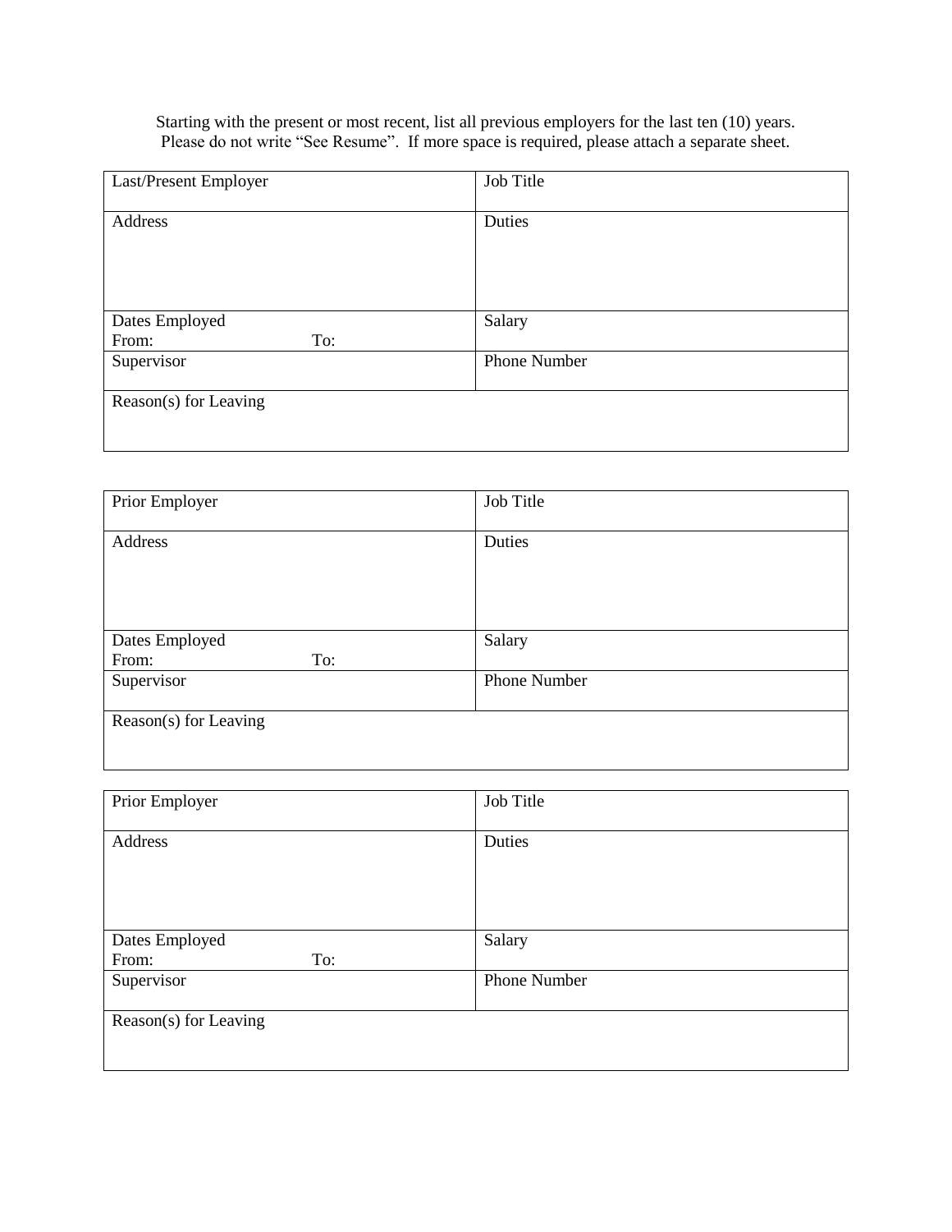Starting with the present or most recent, list all previous employers for the last ten (10) years.
Please do not write “See Resume”. If more space is required, please attach a separate sheet.

| Last/Present Employer | Job Title |
|---|---|
| Address | Duties |
| Dates Employed<br>From: To: | Salary |
| Supervisor | Phone Number |
| Reason(s) for Leaving | |

| Prior Employer | Job Title |
|---|---|
| Address | Duties |
| Dates Employed<br>From: To: | Salary |
| Supervisor | Phone Number |
| Reason(s) for Leaving | |

| Prior Employer | Job Title |
|---|---|
| Address | Duties |
| Dates Employed<br>From: To: | Salary |
| Supervisor | Phone Number |
| Reason(s) for Leaving | |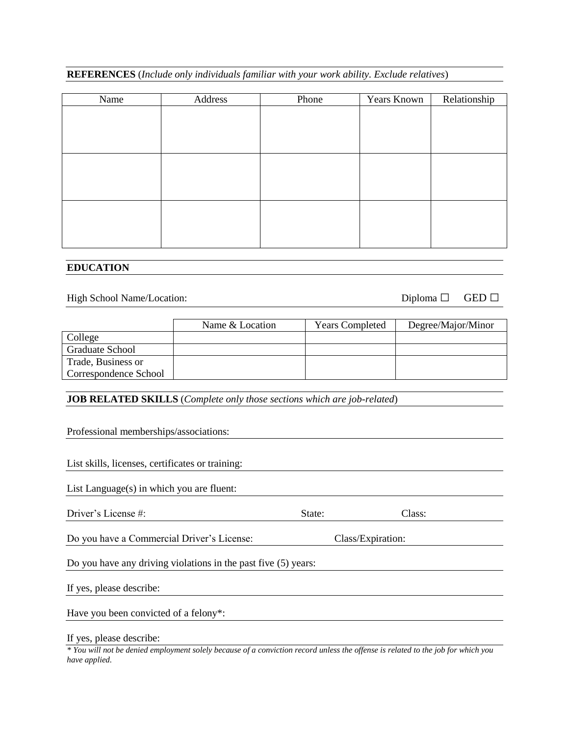**REFERENCES** (*Include only individuals familiar with your work ability. Exclude relatives*)

| Name | Address | Phone | Years Known | Relationship |
|---|---|---|---|---|
| | | | | |
| | | | | |
| | | | | |

**EDUCATION**

High School Name/Location: Diploma ☐ GED ☐

| | Name & Location | Years Completed | Degree/Major/Minor |
|---|---|---|---|
| College | | | |
| Graduate School | | | |
| Trade, Business or Correspondence School | | | |

**JOB RELATED SKILLS** (*Complete only those sections which are job-related*)

Professional memberships/associations:

List skills, licenses, certificates or training:

List Language(s) in which you are fluent:

Driver's License #: State: Class:

Do you have a Commercial Driver's License: Class/Expiration:

Do you have any driving violations in the past five (5) years:

If yes, please describe:

Have you been convicted of a felony*:

If yes, please describe:

*\* You will not be denied employment solely because of a conviction record unless the offense is related to the job for which you have applied.*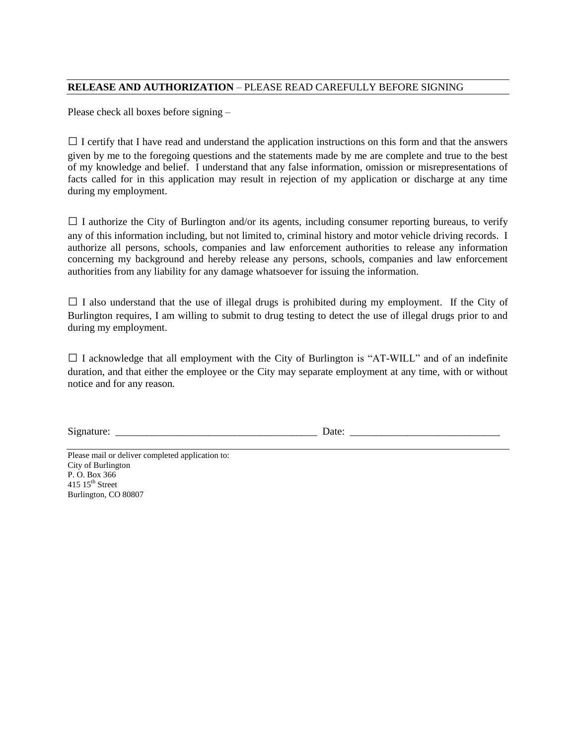**RELEASE AND AUTHORIZATION** – PLEASE READ CAREFULLY BEFORE SIGNING

Please check all boxes before signing –

☐ I certify that I have read and understand the application instructions on this form and that the answers given by me to the foregoing questions and the statements made by me are complete and true to the best of my knowledge and belief. I understand that any false information, omission or misrepresentations of facts called for in this application may result in rejection of my application or discharge at any time during my employment.

☐ I authorize the City of Burlington and/or its agents, including consumer reporting bureaus, to verify any of this information including, but not limited to, criminal history and motor vehicle driving records. I authorize all persons, schools, companies and law enforcement authorities to release any information concerning my background and hereby release any persons, schools, companies and law enforcement authorities from any liability for any damage whatsoever for issuing the information.

☐ I also understand that the use of illegal drugs is prohibited during my employment. If the City of Burlington requires, I am willing to submit to drug testing to detect the use of illegal drugs prior to and during my employment.

☐ I acknowledge that all employment with the City of Burlington is "AT-WILL" and of an indefinite duration, and that either the employee or the City may separate employment at any time, with or without notice and for any reason.

Signature: ______________________________________ Date: ____________________________

Please mail or deliver completed application to:
City of Burlington
P. O. Box 366
415 15th Street
Burlington, CO 80807